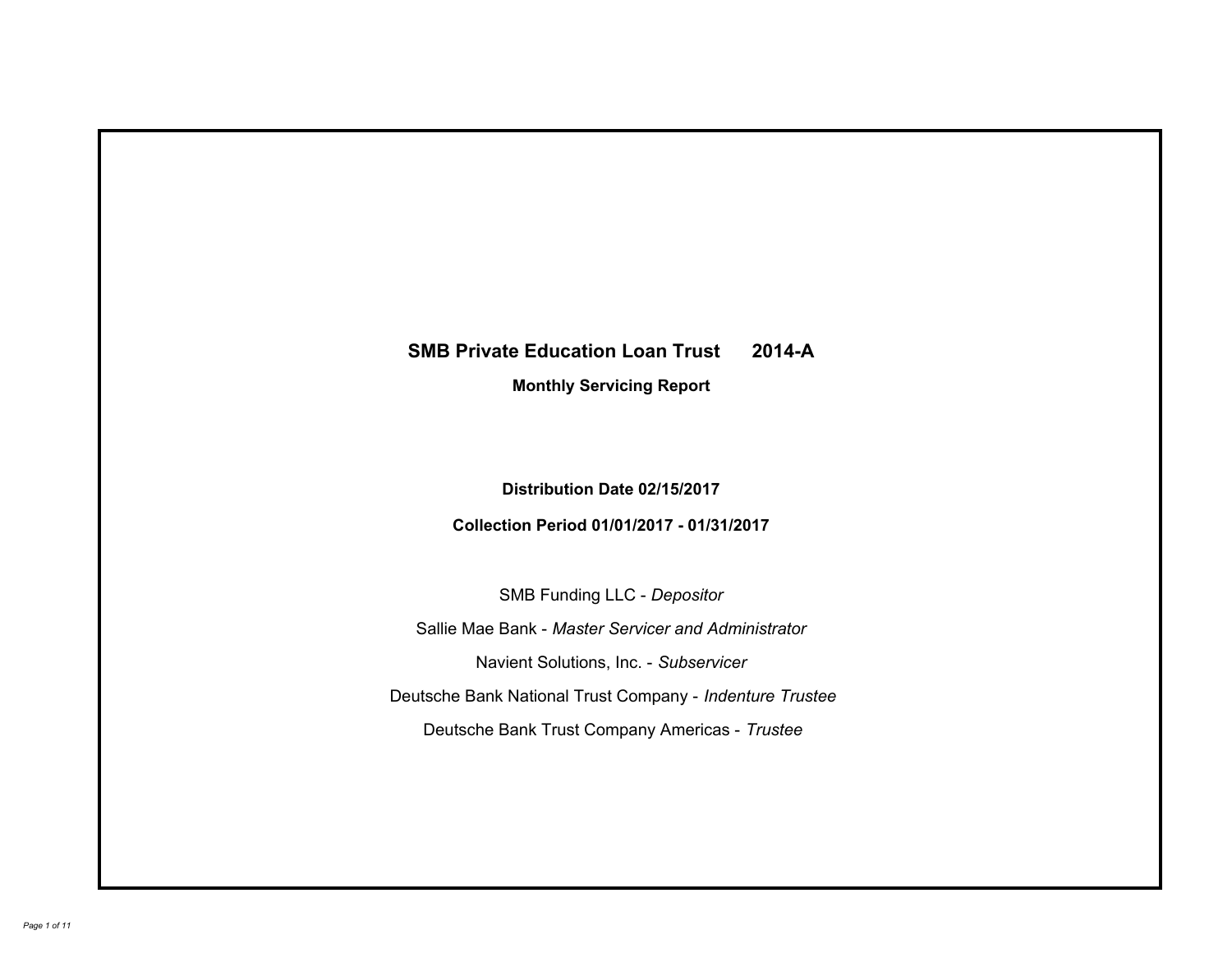# SMB Private Education Loan Trust 2014-A

## Monthly Servicing Report

**Distribution Date 02/15/2017**

**Collection Period 01/01/2017 - 01/31/2017**

SMB Funding LLC - *Depositor*

Sallie Mae Bank - *Master Servicer and Administrator*

Navient Solutions, Inc. - *Subservicer*

Deutsche Bank National Trust Company - *Indenture Trustee*

Deutsche Bank Trust Company Americas - *Trustee*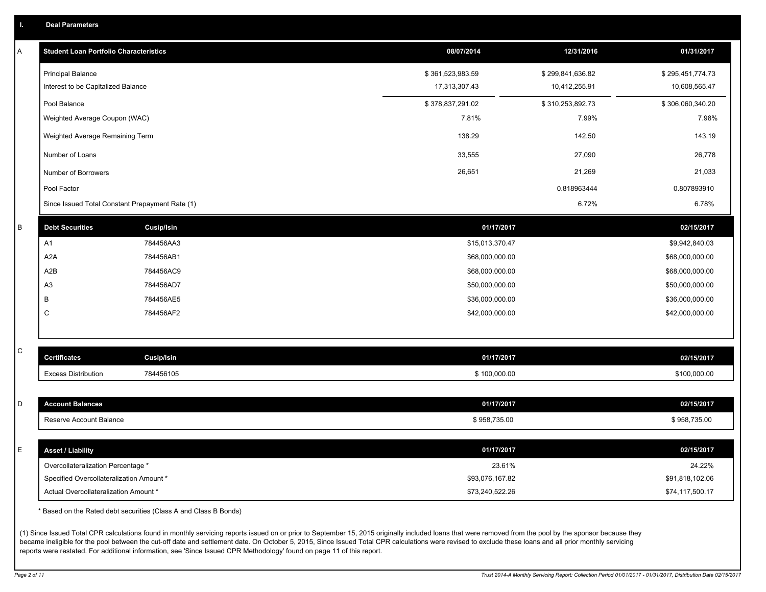## I. Deal Parameters

### A

| Student Loan Portfolio Characteristics | 08/07/2014 | 12/31/2016 | 01/31/2017 |
|---|---|---|---|
| Principal Balance | $ 361,523,983.59 | $ 299,841,636.82 | $ 295,451,774.73 |
| Interest to be Capitalized Balance | 17,313,307.43 | 10,412,255.91 | 10,608,565.47 |
| Pool Balance | $ 378,837,291.02 | $ 310,253,892.73 | $ 306,060,340.20 |
| Weighted Average Coupon (WAC) | 7.81% | 7.99% | 7.98% |
| Weighted Average Remaining Term | 138.29 | 142.50 | 143.19 |
| Number of Loans | 33,555 | 27,090 | 26,778 |
| Number of Borrowers | 26,651 | 21,269 | 21,033 |
| Pool Factor | | 0.818963444 | 0.807893910 |
| Since Issued Total Constant Prepayment Rate (1) | | 6.72% | 6.78% |

### B

| Debt Securities | Cusip/Isin | 01/17/2017 | 02/15/2017 |
|---|---|---|---|
| A1 | 784456AA3 | $15,013,370.47 | $9,942,840.03 |
| A2A | 784456AB1 | $68,000,000.00 | $68,000,000.00 |
| A2B | 784456AC9 | $68,000,000.00 | $68,000,000.00 |
| A3 | 784456AD7 | $50,000,000.00 | $50,000,000.00 |
| B | 784456AE5 | $36,000,000.00 | $36,000,000.00 |
| C | 784456AF2 | $42,000,000.00 | $42,000,000.00 |

### C

| Certificates | Cusip/Isin | 01/17/2017 | 02/15/2017 |
|---|---|---|---|
| Excess Distribution | 784456105 | $ 100,000.00 | $100,000.00 |

### D

| Account Balances | 01/17/2017 | 02/15/2017 |
|---|---|---|
| Reserve Account Balance | $ 958,735.00 | $ 958,735.00 |

### E

| Asset / Liability | 01/17/2017 | 02/15/2017 |
|---|---|---|
| Overcollateralization Percentage * | 23.61% | 24.22% |
| Specified Overcollateralization Amount * | $93,076,167.82 | $91,818,102.06 |
| Actual Overcollateralization Amount * | $73,240,522.26 | $74,117,500.17 |

* Based on the Rated debt securities (Class A and Class B Bonds)

(1) Since Issued Total CPR calculations found in monthly servicing reports issued on or prior to September 15, 2015 originally included loans that were removed from the pool by the sponsor because they became ineligible for the pool between the cut-off date and settlement date. On October 5, 2015, Since Issued Total CPR calculations were revised to exclude these loans and all prior monthly servicing reports were restated. For additional information, see 'Since Issued CPR Methodology' found on page 11 of this report.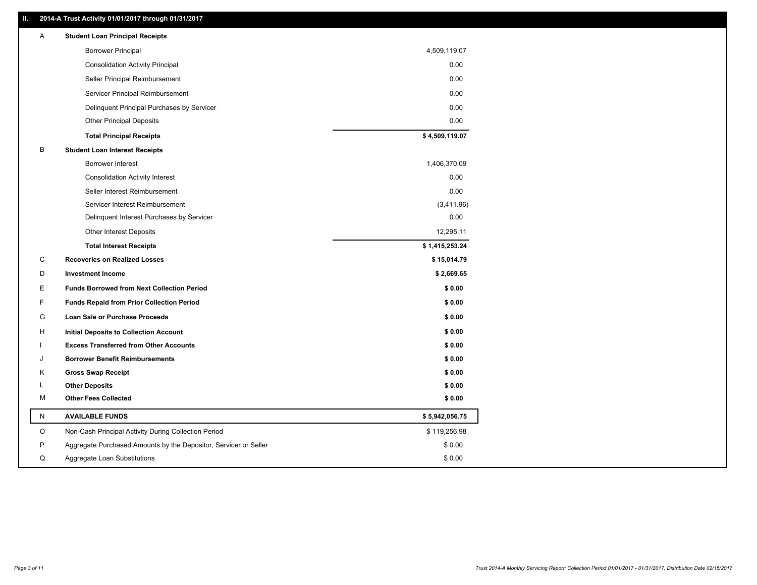## II. 2014-A Trust Activity 01/01/2017 through 01/31/2017

| | | |
|---|---|---|
| A | **Student Loan Principal Receipts** | |
| | Borrower Principal | 4,509,119.07 |
| | Consolidation Activity Principal | 0.00 |
| | Seller Principal Reimbursement | 0.00 |
| | Servicer Principal Reimbursement | 0.00 |
| | Delinquent Principal Purchases by Servicer | 0.00 |
| | Other Principal Deposits | 0.00 |
| | **Total Principal Receipts** | **$ 4,509,119.07** |
| B | **Student Loan Interest Receipts** | |
| | Borrower Interest | 1,406,370.09 |
| | Consolidation Activity Interest | 0.00 |
| | Seller Interest Reimbursement | 0.00 |
| | Servicer Interest Reimbursement | (3,411.96) |
| | Delinquent Interest Purchases by Servicer | 0.00 |
| | Other Interest Deposits | 12,295.11 |
| | **Total Interest Receipts** | **$ 1,415,253.24** |
| C | **Recoveries on Realized Losses** | **$ 15,014.79** |
| D | **Investment Income** | **$ 2,669.65** |
| E | **Funds Borrowed from Next Collection Period** | **$ 0.00** |
| F | **Funds Repaid from Prior Collection Period** | **$ 0.00** |
| G | **Loan Sale or Purchase Proceeds** | **$ 0.00** |
| H | **Initial Deposits to Collection Account** | **$ 0.00** |
| I | **Excess Transferred from Other Accounts** | **$ 0.00** |
| J | **Borrower Benefit Reimbursements** | **$ 0.00** |
| K | **Gross Swap Receipt** | **$ 0.00** |
| L | **Other Deposits** | **$ 0.00** |
| M | **Other Fees Collected** | **$ 0.00** |
| N | **AVAILABLE FUNDS** | **$ 5,942,056.75** |
| O | Non-Cash Principal Activity During Collection Period | $ 119,256.98 |
| P | Aggregate Purchased Amounts by the Depositor, Servicer or Seller | $ 0.00 |
| Q | Aggregate Loan Substitutions | $ 0.00 |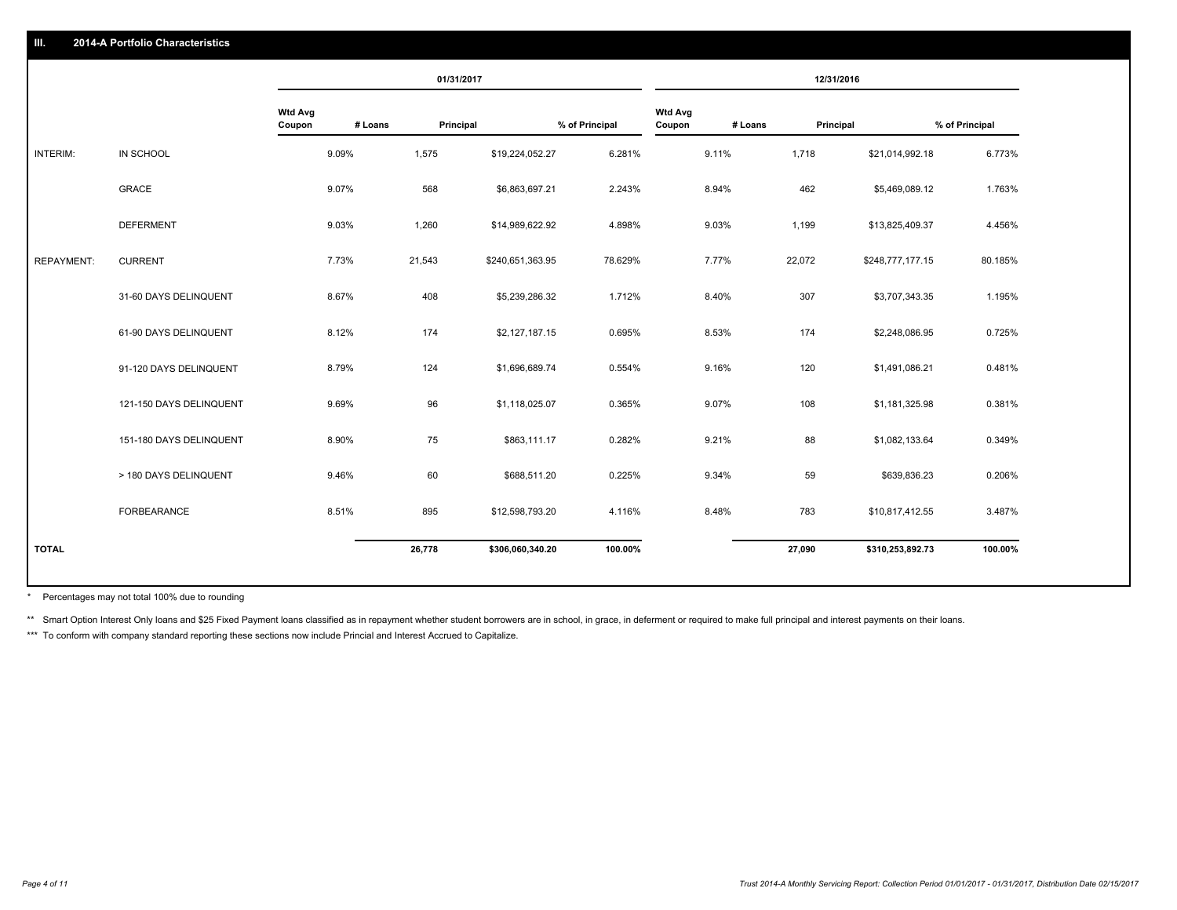## III. 2014-A Portfolio Characteristics

| | | 01/31/2017 | | | | 12/31/2016 | | | |
|---|---|---|---|---|---|---|---|---|---|
| | | Wtd Avg Coupon | # Loans | Principal | % of Principal | Wtd Avg Coupon | # Loans | Principal | % of Principal |
| INTERIM: | IN SCHOOL | 9.09% | 1,575 | $19,224,052.27 | 6.281% | 9.11% | 1,718 | $21,014,992.18 | 6.773% |
| | GRACE | 9.07% | 568 | $6,863,697.21 | 2.243% | 8.94% | 462 | $5,469,089.12 | 1.763% |
| | DEFERMENT | 9.03% | 1,260 | $14,989,622.92 | 4.898% | 9.03% | 1,199 | $13,825,409.37 | 4.456% |
| REPAYMENT: | CURRENT | 7.73% | 21,543 | $240,651,363.95 | 78.629% | 7.77% | 22,072 | $248,777,177.15 | 80.185% |
| | 31-60 DAYS DELINQUENT | 8.67% | 408 | $5,239,286.32 | 1.712% | 8.40% | 307 | $3,707,343.35 | 1.195% |
| | 61-90 DAYS DELINQUENT | 8.12% | 174 | $2,127,187.15 | 0.695% | 8.53% | 174 | $2,248,086.95 | 0.725% |
| | 91-120 DAYS DELINQUENT | 8.79% | 124 | $1,696,689.74 | 0.554% | 9.16% | 120 | $1,491,086.21 | 0.481% |
| | 121-150 DAYS DELINQUENT | 9.69% | 96 | $1,118,025.07 | 0.365% | 9.07% | 108 | $1,181,325.98 | 0.381% |
| | 151-180 DAYS DELINQUENT | 8.90% | 75 | $863,111.17 | 0.282% | 9.21% | 88 | $1,082,133.64 | 0.349% |
| | > 180 DAYS DELINQUENT | 9.46% | 60 | $688,511.20 | 0.225% | 9.34% | 59 | $639,836.23 | 0.206% |
| | FORBEARANCE | 8.51% | 895 | $12,598,793.20 | 4.116% | 8.48% | 783 | $10,817,412.55 | 3.487% |
| **TOTAL** | | | **26,778** | **$306,060,340.20** | **100.00%** | | **27,090** | **$310,253,892.73** | **100.00%** |

\* Percentages may not total 100% due to rounding

** Smart Option Interest Only loans and $25 Fixed Payment loans classified as in repayment whether student borrowers are in school, in grace, in deferment or required to make full principal and interest payments on their loans.

*** To conform with company standard reporting these sections now include Princial and Interest Accrued to Capitalize.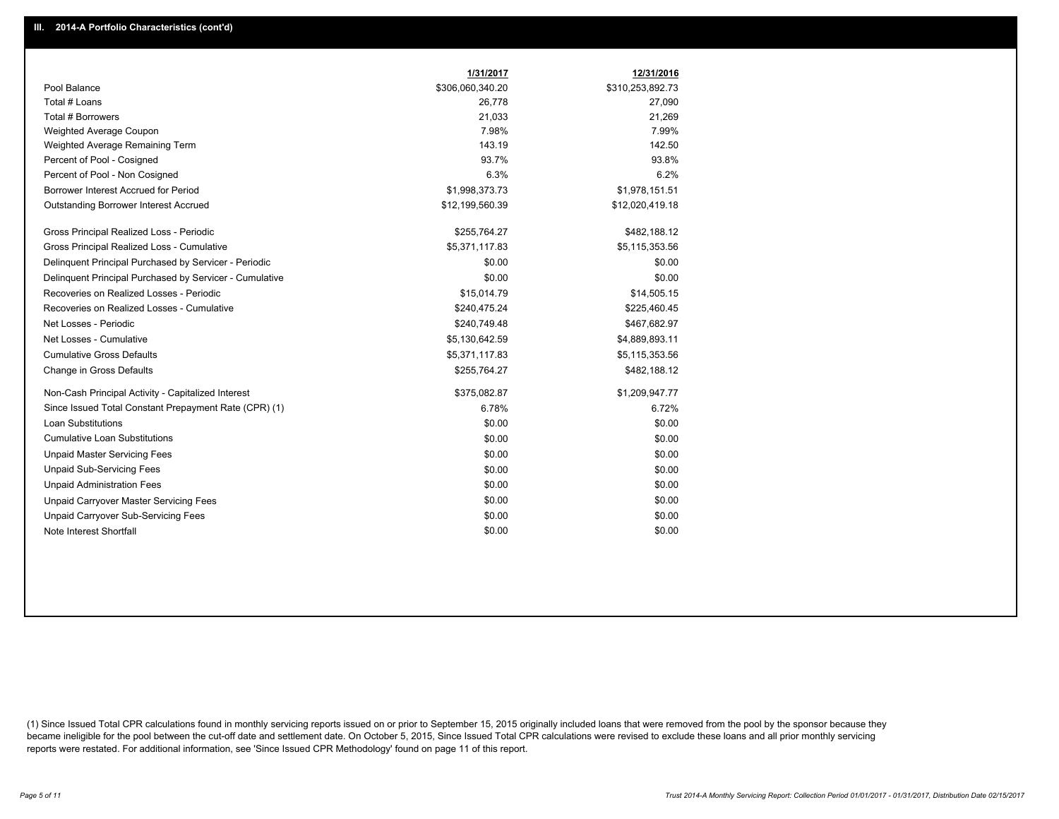## III. 2014-A Portfolio Characteristics (cont'd)

| | 1/31/2017 | 12/31/2016 |
|---|---|---|
| Pool Balance | $306,060,340.20 | $310,253,892.73 |
| Total # Loans | 26,778 | 27,090 |
| Total # Borrowers | 21,033 | 21,269 |
| Weighted Average Coupon | 7.98% | 7.99% |
| Weighted Average Remaining Term | 143.19 | 142.50 |
| Percent of Pool - Cosigned | 93.7% | 93.8% |
| Percent of Pool - Non Cosigned | 6.3% | 6.2% |
| Borrower Interest Accrued for Period | $1,998,373.73 | $1,978,151.51 |
| Outstanding Borrower Interest Accrued | $12,199,560.39 | $12,020,419.18 |
| Gross Principal Realized Loss - Periodic | $255,764.27 | $482,188.12 |
| Gross Principal Realized Loss - Cumulative | $5,371,117.83 | $5,115,353.56 |
| Delinquent Principal Purchased by Servicer - Periodic | $0.00 | $0.00 |
| Delinquent Principal Purchased by Servicer - Cumulative | $0.00 | $0.00 |
| Recoveries on Realized Losses - Periodic | $15,014.79 | $14,505.15 |
| Recoveries on Realized Losses - Cumulative | $240,475.24 | $225,460.45 |
| Net Losses - Periodic | $240,749.48 | $467,682.97 |
| Net Losses - Cumulative | $5,130,642.59 | $4,889,893.11 |
| Cumulative Gross Defaults | $5,371,117.83 | $5,115,353.56 |
| Change in Gross Defaults | $255,764.27 | $482,188.12 |
| Non-Cash Principal Activity - Capitalized Interest | $375,082.87 | $1,209,947.77 |
| Since Issued Total Constant Prepayment Rate (CPR) (1) | 6.78% | 6.72% |
| Loan Substitutions | $0.00 | $0.00 |
| Cumulative Loan Substitutions | $0.00 | $0.00 |
| Unpaid Master Servicing Fees | $0.00 | $0.00 |
| Unpaid Sub-Servicing Fees | $0.00 | $0.00 |
| Unpaid Administration Fees | $0.00 | $0.00 |
| Unpaid Carryover Master Servicing Fees | $0.00 | $0.00 |
| Unpaid Carryover Sub-Servicing Fees | $0.00 | $0.00 |
| Note Interest Shortfall | $0.00 | $0.00 |

(1) Since Issued Total CPR calculations found in monthly servicing reports issued on or prior to September 15, 2015 originally included loans that were removed from the pool by the sponsor because they became ineligible for the pool between the cut-off date and settlement date. On October 5, 2015, Since Issued Total CPR calculations were revised to exclude these loans and all prior monthly servicing reports were restated. For additional information, see 'Since Issued CPR Methodology' found on page 11 of this report.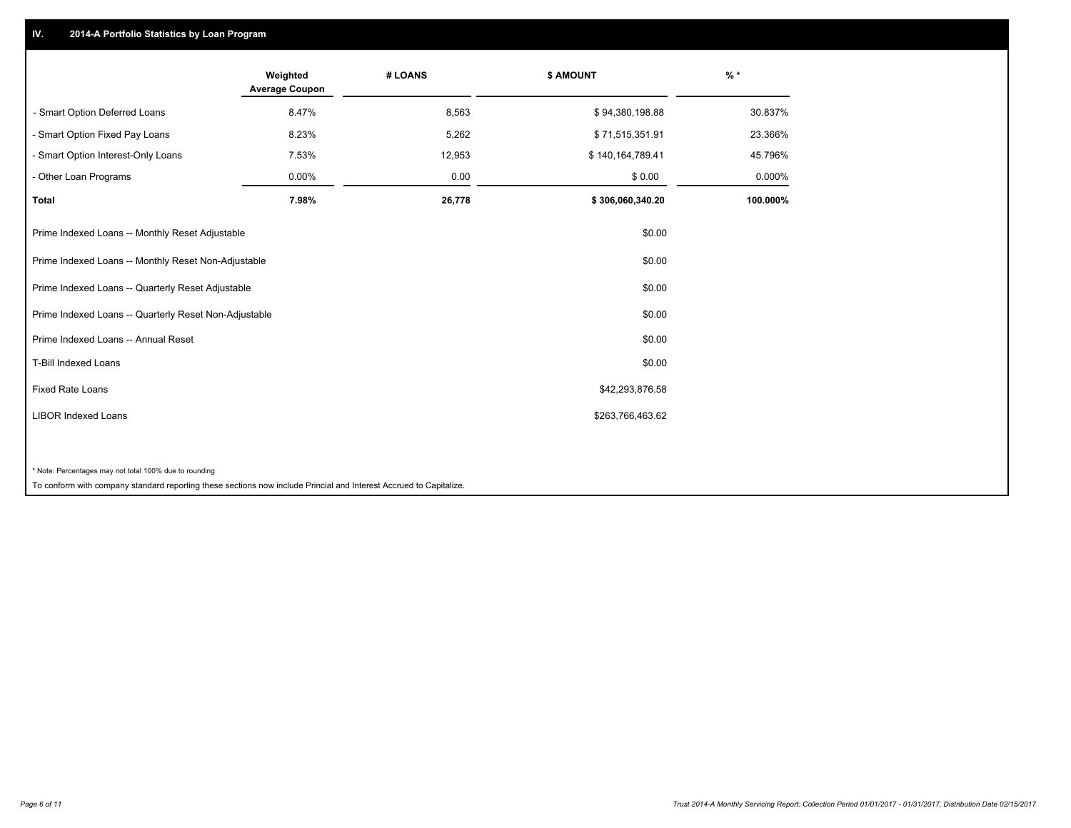## IV. 2014-A Portfolio Statistics by Loan Program

| | Weighted Average Coupon | # LOANS | $ AMOUNT | % * |
|---|---|---|---|---|
| - Smart Option Deferred Loans | 8.47% | 8,563 | $ 94,380,198.88 | 30.837% |
| - Smart Option Fixed Pay Loans | 8.23% | 5,262 | $ 71,515,351.91 | 23.366% |
| - Smart Option Interest-Only Loans | 7.53% | 12,953 | $ 140,164,789.41 | 45.796% |
| - Other Loan Programs | 0.00% | 0.00 | $ 0.00 | 0.000% |
| **Total** | **7.98%** | **26,778** | **$ 306,060,340.20** | **100.000%** |

| | $ AMOUNT |
|---|---|
| Prime Indexed Loans -- Monthly Reset Adjustable | $0.00 |
| Prime Indexed Loans -- Monthly Reset Non-Adjustable | $0.00 |
| Prime Indexed Loans -- Quarterly Reset Adjustable | $0.00 |
| Prime Indexed Loans -- Quarterly Reset Non-Adjustable | $0.00 |
| Prime Indexed Loans -- Annual Reset | $0.00 |
| T-Bill Indexed Loans | $0.00 |
| Fixed Rate Loans | $42,293,876.58 |
| LIBOR Indexed Loans | $263,766,463.62 |

* Note: Percentages may not total 100% due to rounding

To conform with company standard reporting these sections now include Princial and Interest Accrued to Capitalize.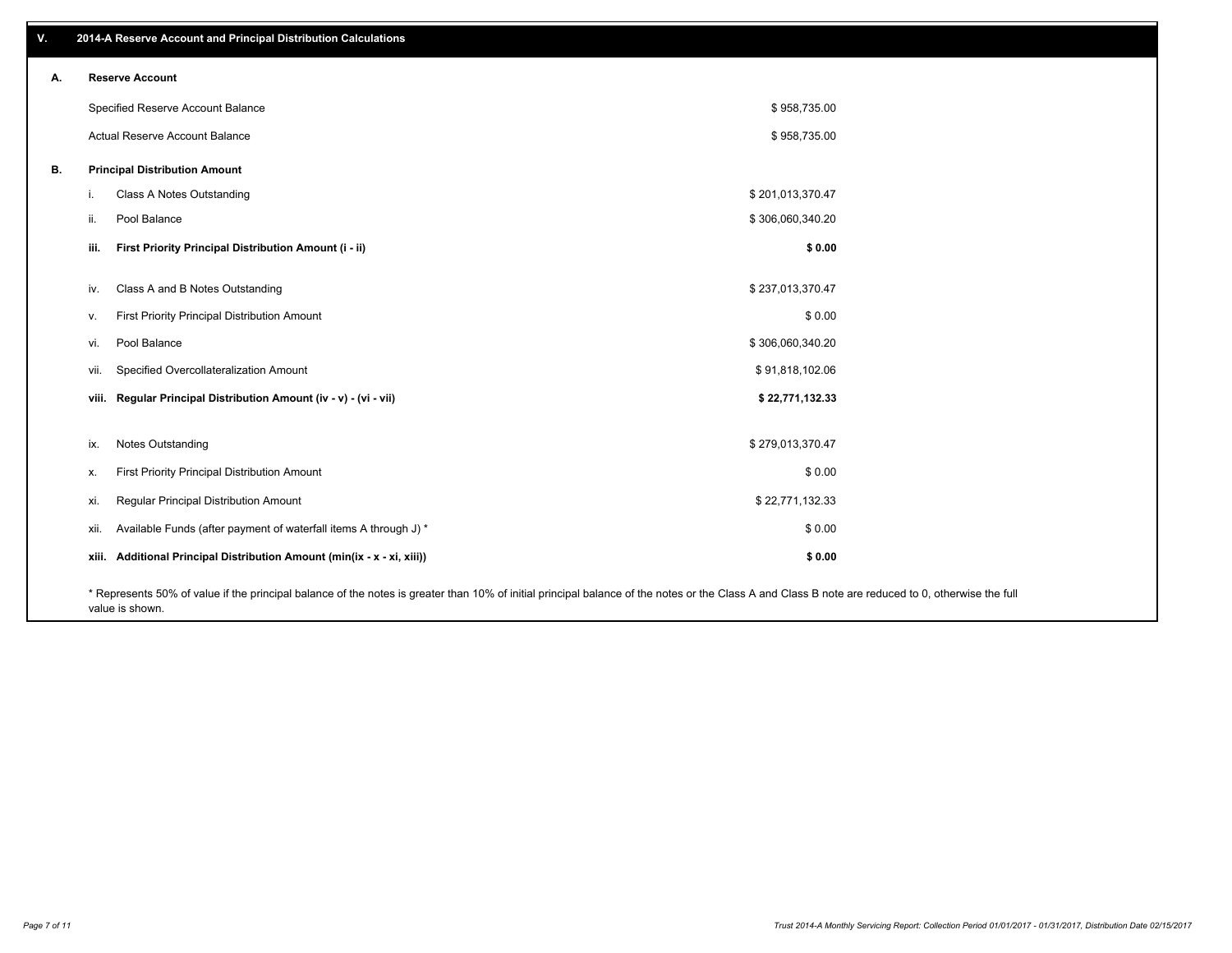## V. 2014-A Reserve Account and Principal Distribution Calculations

### A. Reserve Account

| | |
|---|---|
| Specified Reserve Account Balance | $ 958,735.00 |
| Actual Reserve Account Balance | $ 958,735.00 |

### B. Principal Distribution Amount

| | | |
|---|---|---|
| i. | Class A Notes Outstanding | $ 201,013,370.47 |
| ii. | Pool Balance | $ 306,060,340.20 |
| **iii.** | **First Priority Principal Distribution Amount (i - ii)** | **$ 0.00** |
| iv. | Class A and B Notes Outstanding | $ 237,013,370.47 |
| v. | First Priority Principal Distribution Amount | $ 0.00 |
| vi. | Pool Balance | $ 306,060,340.20 |
| vii. | Specified Overcollateralization Amount | $ 91,818,102.06 |
| **viii.** | **Regular Principal Distribution Amount (iv - v) - (vi - vii)** | **$ 22,771,132.33** |
| ix. | Notes Outstanding | $ 279,013,370.47 |
| x. | First Priority Principal Distribution Amount | $ 0.00 |
| xi. | Regular Principal Distribution Amount | $ 22,771,132.33 |
| xii. | Available Funds (after payment of waterfall items A through J) * | $ 0.00 |
| **xiii.** | **Additional Principal Distribution Amount (min(ix - x - xi, xiii))** | **$ 0.00** |

* Represents 50% of value if the principal balance of the notes is greater than 10% of initial principal balance of the notes or the Class A and Class B note are reduced to 0, otherwise the full value is shown.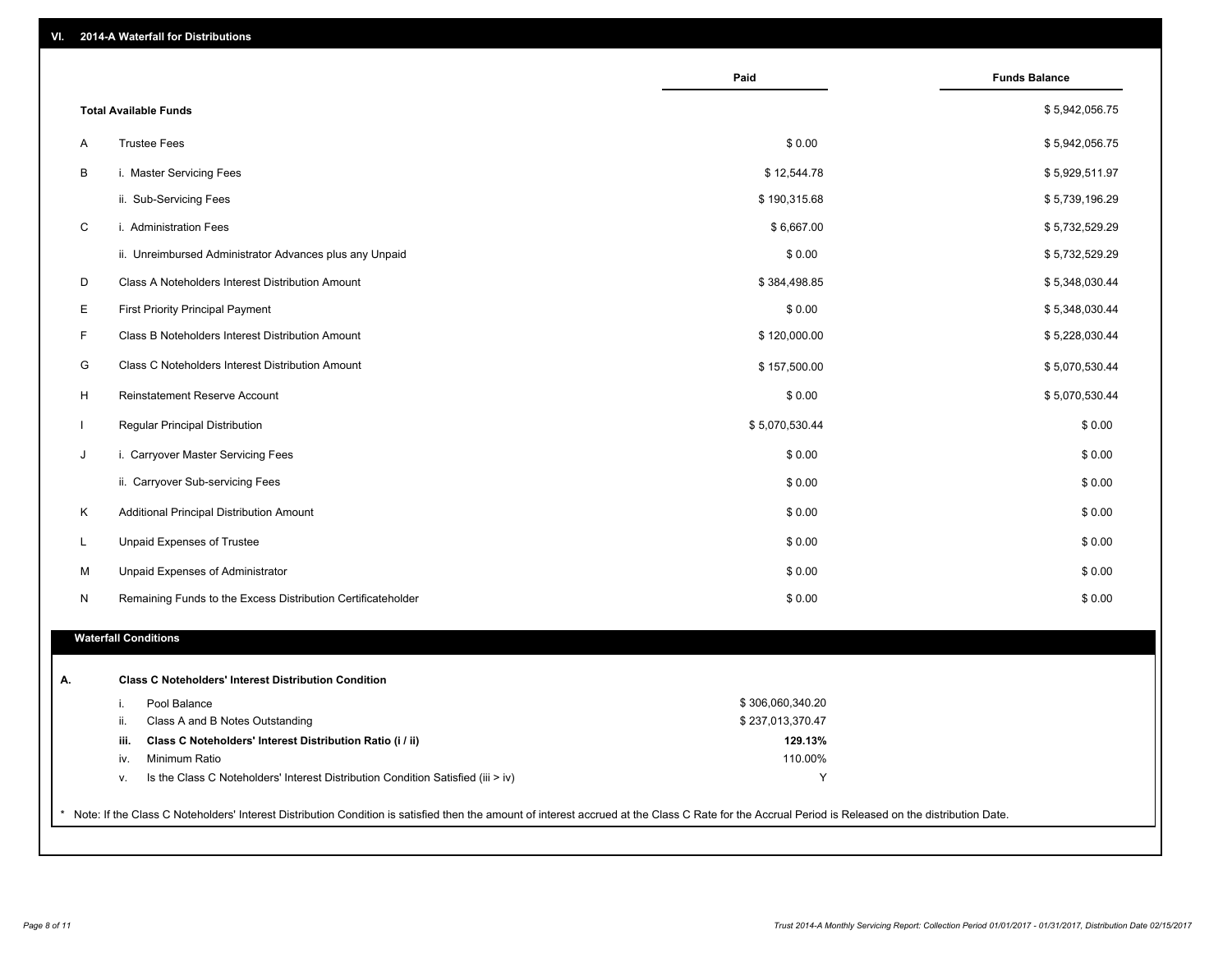## VI. 2014-A Waterfall for Distributions

| | | Paid | Funds Balance |
|---|---|---|---|
| | **Total Available Funds** | | $ 5,942,056.75 |
| A | Trustee Fees | $ 0.00 | $ 5,942,056.75 |
| B | i. Master Servicing Fees | $ 12,544.78 | $ 5,929,511.97 |
| | ii. Sub-Servicing Fees | $ 190,315.68 | $ 5,739,196.29 |
| C | i. Administration Fees | $ 6,667.00 | $ 5,732,529.29 |
| | ii. Unreimbursed Administrator Advances plus any Unpaid | $ 0.00 | $ 5,732,529.29 |
| D | Class A Noteholders Interest Distribution Amount | $ 384,498.85 | $ 5,348,030.44 |
| E | First Priority Principal Payment | $ 0.00 | $ 5,348,030.44 |
| F | Class B Noteholders Interest Distribution Amount | $ 120,000.00 | $ 5,228,030.44 |
| G | Class C Noteholders Interest Distribution Amount | $ 157,500.00 | $ 5,070,530.44 |
| H | Reinstatement Reserve Account | $ 0.00 | $ 5,070,530.44 |
| I | Regular Principal Distribution | $ 5,070,530.44 | $ 0.00 |
| J | i. Carryover Master Servicing Fees | $ 0.00 | $ 0.00 |
| | ii. Carryover Sub-servicing Fees | $ 0.00 | $ 0.00 |
| K | Additional Principal Distribution Amount | $ 0.00 | $ 0.00 |
| L | Unpaid Expenses of Trustee | $ 0.00 | $ 0.00 |
| M | Unpaid Expenses of Administrator | $ 0.00 | $ 0.00 |
| N | Remaining Funds to the Excess Distribution Certificateholder | $ 0.00 | $ 0.00 |

### Waterfall Conditions

| | | | |
|---|---|---|---|
| **A.** | | **Class C Noteholders' Interest Distribution Condition** | |
| | i. | Pool Balance | $ 306,060,340.20 |
| | ii. | Class A and B Notes Outstanding | $ 237,013,370.47 |
| | **iii.** | **Class C Noteholders' Interest Distribution Ratio (i / ii)** | **129.13%** |
| | iv. | Minimum Ratio | 110.00% |
| | v. | Is the Class C Noteholders' Interest Distribution Condition Satisfied (iii > iv) | Y |

* Note: If the Class C Noteholders' Interest Distribution Condition is satisfied then the amount of interest accrued at the Class C Rate for the Accrual Period is Released on the distribution Date.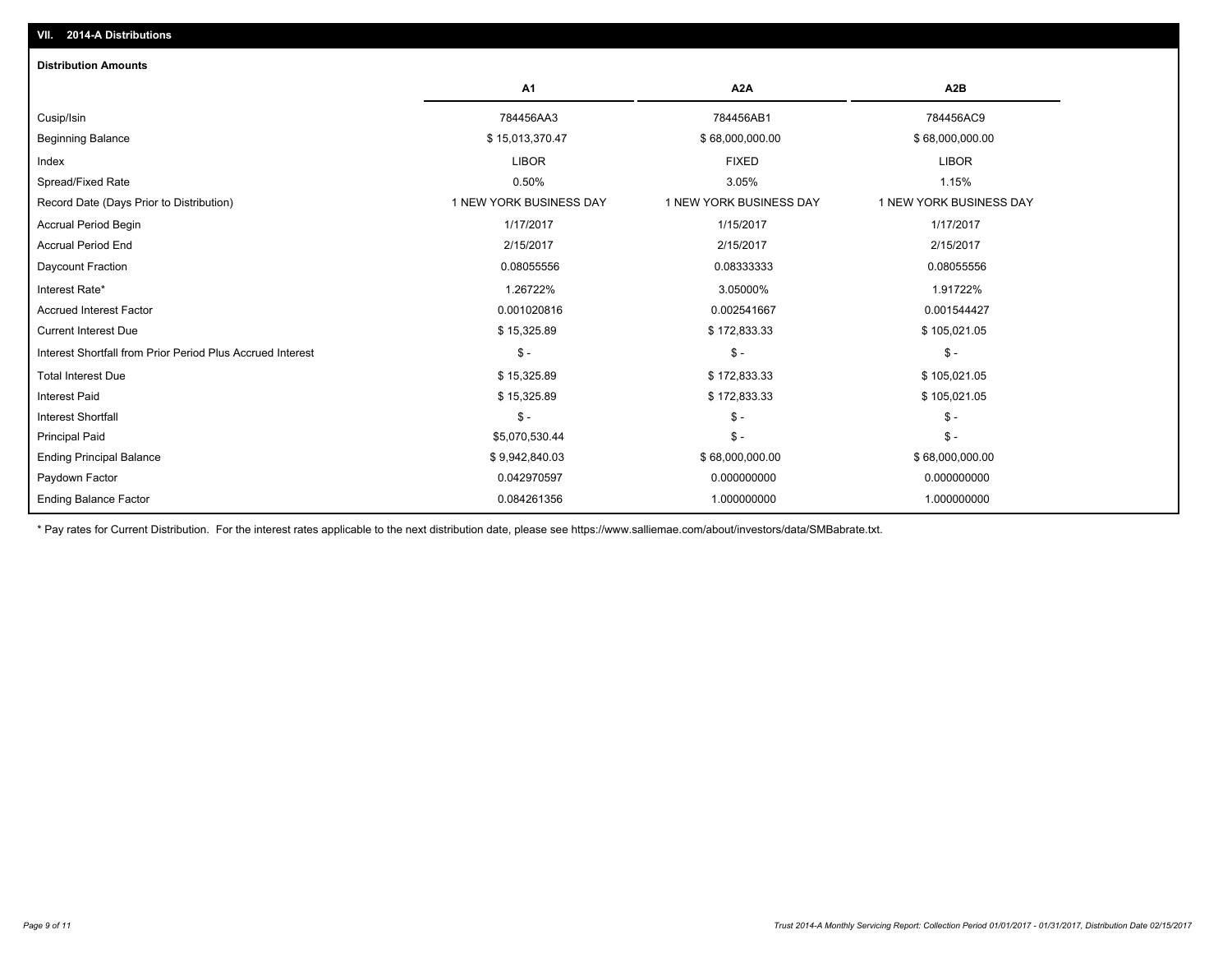## VII. 2014-A Distributions

### Distribution Amounts

| | A1 | A2A | A2B |
|---|---|---|---|
| Cusip/Isin | 784456AA3 | 784456AB1 | 784456AC9 |
| Beginning Balance | $ 15,013,370.47 | $ 68,000,000.00 | $ 68,000,000.00 |
| Index | LIBOR | FIXED | LIBOR |
| Spread/Fixed Rate | 0.50% | 3.05% | 1.15% |
| Record Date (Days Prior to Distribution) | 1 NEW YORK BUSINESS DAY | 1 NEW YORK BUSINESS DAY | 1 NEW YORK BUSINESS DAY |
| Accrual Period Begin | 1/17/2017 | 1/15/2017 | 1/17/2017 |
| Accrual Period End | 2/15/2017 | 2/15/2017 | 2/15/2017 |
| Daycount Fraction | 0.08055556 | 0.08333333 | 0.08055556 |
| Interest Rate* | 1.26722% | 3.05000% | 1.91722% |
| Accrued Interest Factor | 0.001020816 | 0.002541667 | 0.001544427 |
| Current Interest Due | $ 15,325.89 | $ 172,833.33 | $ 105,021.05 |
| Interest Shortfall from Prior Period Plus Accrued Interest | $ - | $ - | $ - |
| Total Interest Due | $ 15,325.89 | $ 172,833.33 | $ 105,021.05 |
| Interest Paid | $ 15,325.89 | $ 172,833.33 | $ 105,021.05 |
| Interest Shortfall | $ - | $ - | $ - |
| Principal Paid | $5,070,530.44 | $ - | $ - |
| Ending Principal Balance | $ 9,942,840.03 | $ 68,000,000.00 | $ 68,000,000.00 |
| Paydown Factor | 0.042970597 | 0.000000000 | 0.000000000 |
| Ending Balance Factor | 0.084261356 | 1.000000000 | 1.000000000 |

* Pay rates for Current Distribution. For the interest rates applicable to the next distribution date, please see https://www.salliemae.com/about/investors/data/SMBabrate.txt.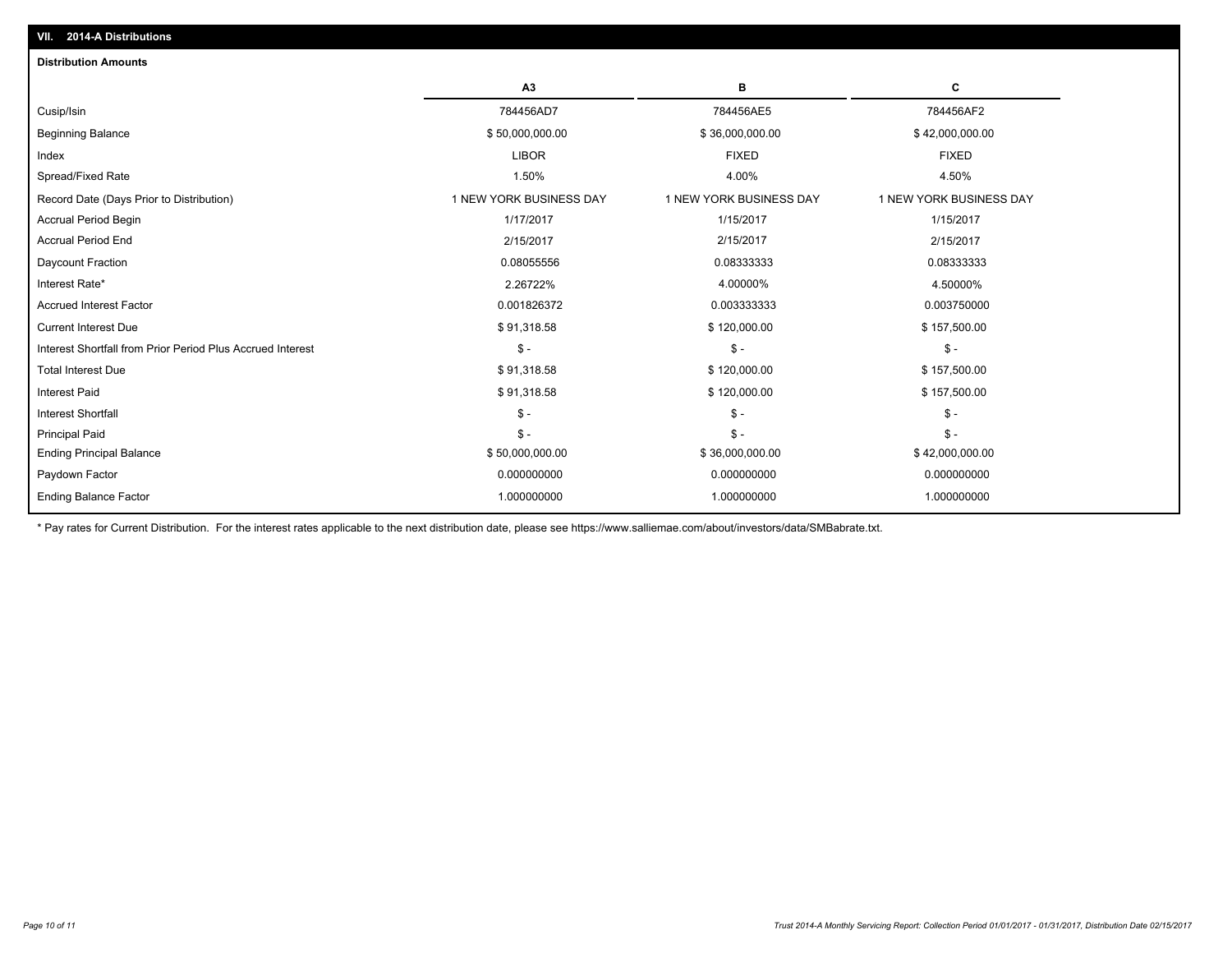## VII. 2014-A Distributions

### Distribution Amounts

| | A3 | B | C |
|---|---|---|---|
| Cusip/Isin | 784456AD7 | 784456AE5 | 784456AF2 |
| Beginning Balance | $ 50,000,000.00 | $ 36,000,000.00 | $ 42,000,000.00 |
| Index | LIBOR | FIXED | FIXED |
| Spread/Fixed Rate | 1.50% | 4.00% | 4.50% |
| Record Date (Days Prior to Distribution) | 1 NEW YORK BUSINESS DAY | 1 NEW YORK BUSINESS DAY | 1 NEW YORK BUSINESS DAY |
| Accrual Period Begin | 1/17/2017 | 1/15/2017 | 1/15/2017 |
| Accrual Period End | 2/15/2017 | 2/15/2017 | 2/15/2017 |
| Daycount Fraction | 0.08055556 | 0.08333333 | 0.08333333 |
| Interest Rate* | 2.26722% | 4.00000% | 4.50000% |
| Accrued Interest Factor | 0.001826372 | 0.003333333 | 0.003750000 |
| Current Interest Due | $ 91,318.58 | $ 120,000.00 | $ 157,500.00 |
| Interest Shortfall from Prior Period Plus Accrued Interest | $ - | $ - | $ - |
| Total Interest Due | $ 91,318.58 | $ 120,000.00 | $ 157,500.00 |
| Interest Paid | $ 91,318.58 | $ 120,000.00 | $ 157,500.00 |
| Interest Shortfall | $ - | $ - | $ - |
| Principal Paid | $ - | $ - | $ - |
| Ending Principal Balance | $ 50,000,000.00 | $ 36,000,000.00 | $ 42,000,000.00 |
| Paydown Factor | 0.000000000 | 0.000000000 | 0.000000000 |
| Ending Balance Factor | 1.000000000 | 1.000000000 | 1.000000000 |

* Pay rates for Current Distribution. For the interest rates applicable to the next distribution date, please see https://www.salliemae.com/about/investors/data/SMBabrate.txt.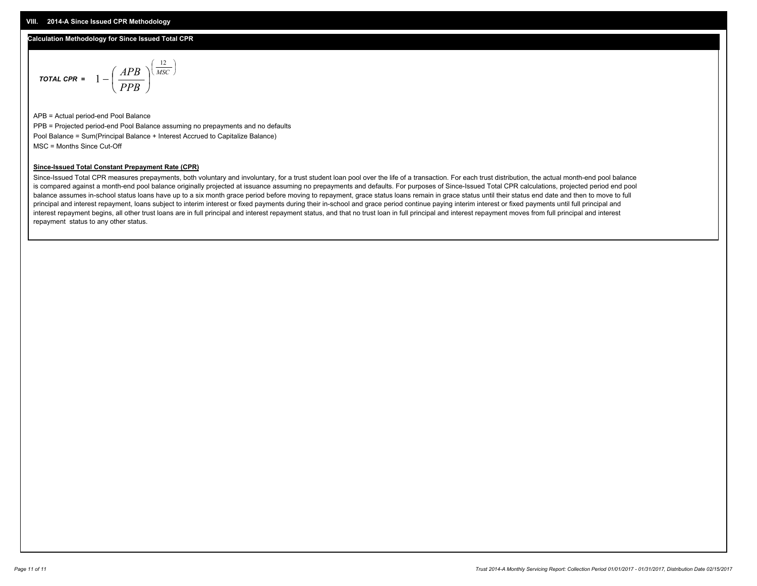## VIII. 2014-A Since Issued CPR Methodology

### Calculation Methodology for Since Issued Total CPR

$$\textbf{TOTAL CPR} = 1 - \left(\frac{APB}{PPB}\right)^{\left(\frac{12}{MSC}\right)}$$

APB = Actual period-end Pool Balance

PPB = Projected period-end Pool Balance assuming no prepayments and no defaults

Pool Balance = Sum(Principal Balance + Interest Accrued to Capitalize Balance)

MSC = Months Since Cut-Off

**Since-Issued Total Constant Prepayment Rate (CPR)**

Since-Issued Total CPR measures prepayments, both voluntary and involuntary, for a trust student loan pool over the life of a transaction. For each trust distribution, the actual month-end pool balance is compared against a month-end pool balance originally projected at issuance assuming no prepayments and defaults. For purposes of Since-Issued Total CPR calculations, projected period end pool balance assumes in-school status loans have up to a six month grace period before moving to repayment, grace status loans remain in grace status until their status end date and then to move to full principal and interest repayment, loans subject to interim interest or fixed payments during their in-school and grace period continue paying interim interest or fixed payments until full principal and interest repayment begins, all other trust loans are in full principal and interest repayment status, and that no trust loan in full principal and interest repayment moves from full principal and interest repayment status to any other status.